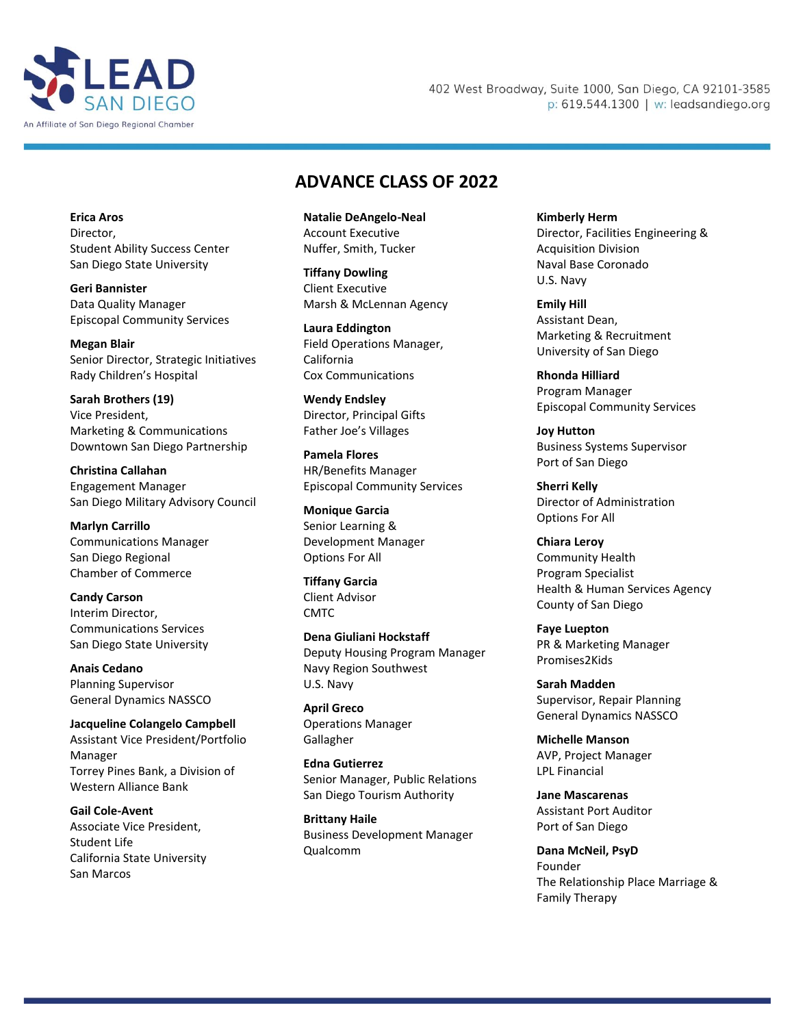LEAD SAN DIEGO
An Affiliate of San Diego Regional Chamber

402 West Broadway, Suite 1000, San Diego, CA 92101-3585
p: 619.544.1300 | w: leadsandiego.org

# ADVANCE CLASS OF 2022

**Erica Aros**
Director,
Student Ability Success Center
San Diego State University

**Geri Bannister**
Data Quality Manager
Episcopal Community Services

**Megan Blair**
Senior Director, Strategic Initiatives
Rady Children's Hospital

**Sarah Brothers (19)**
Vice President,
Marketing & Communications
Downtown San Diego Partnership

**Christina Callahan**
Engagement Manager
San Diego Military Advisory Council

**Marlyn Carrillo**
Communications Manager
San Diego Regional
Chamber of Commerce

**Candy Carson**
Interim Director,
Communications Services
San Diego State University

**Anais Cedano**
Planning Supervisor
General Dynamics NASSCO

**Jacqueline Colangelo Campbell**
Assistant Vice President/Portfolio
Manager
Torrey Pines Bank, a Division of
Western Alliance Bank

**Gail Cole-Avent**
Associate Vice President,
Student Life
California State University
San Marcos

**Natalie DeAngelo-Neal**
Account Executive
Nuffer, Smith, Tucker

**Tiffany Dowling**
Client Executive
Marsh & McLennan Agency

**Laura Eddington**
Field Operations Manager,
California
Cox Communications

**Wendy Endsley**
Director, Principal Gifts
Father Joe's Villages

**Pamela Flores**
HR/Benefits Manager
Episcopal Community Services

**Monique Garcia**
Senior Learning &
Development Manager
Options For All

**Tiffany Garcia**
Client Advisor
CMTC

**Dena Giuliani Hockstaff**
Deputy Housing Program Manager
Navy Region Southwest
U.S. Navy

**April Greco**
Operations Manager
Gallagher

**Edna Gutierrez**
Senior Manager, Public Relations
San Diego Tourism Authority

**Brittany Haile**
Business Development Manager
Qualcomm

**Kimberly Herm**
Director, Facilities Engineering &
Acquisition Division
Naval Base Coronado
U.S. Navy

**Emily Hill**
Assistant Dean,
Marketing & Recruitment
University of San Diego

**Rhonda Hilliard**
Program Manager
Episcopal Community Services

**Joy Hutton**
Business Systems Supervisor
Port of San Diego

**Sherri Kelly**
Director of Administration
Options For All

**Chiara Leroy**
Community Health
Program Specialist
Health & Human Services Agency
County of San Diego

**Faye Luepton**
PR & Marketing Manager
Promises2Kids

**Sarah Madden**
Supervisor, Repair Planning
General Dynamics NASSCO

**Michelle Manson**
AVP, Project Manager
LPL Financial

**Jane Mascarenas**
Assistant Port Auditor
Port of San Diego

**Dana McNeil, PsyD**
Founder
The Relationship Place Marriage &
Family Therapy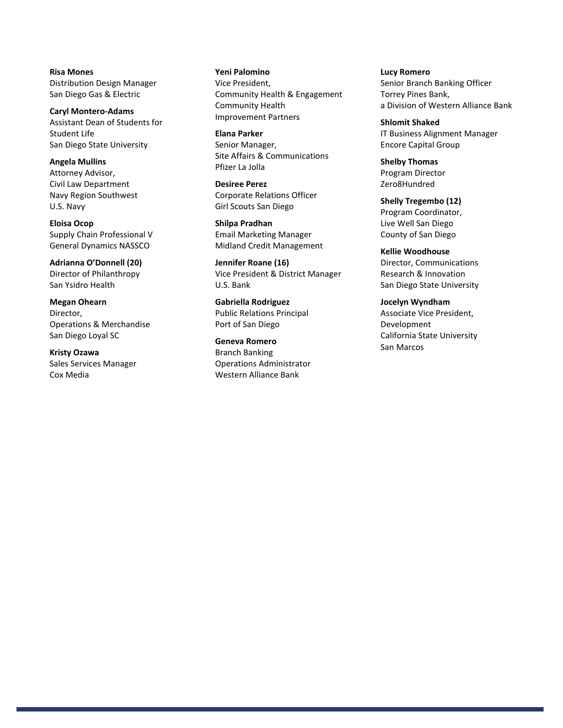**Risa Mones**
Distribution Design Manager
San Diego Gas & Electric

**Caryl Montero-Adams**
Assistant Dean of Students for Student Life
San Diego State University

**Angela Mullins**
Attorney Advisor,
Civil Law Department
Navy Region Southwest
U.S. Navy

**Eloisa Ocop**
Supply Chain Professional V
General Dynamics NASSCO

**Adrianna O'Donnell (20)**
Director of Philanthropy
San Ysidro Health

**Megan Ohearn**
Director,
Operations & Merchandise
San Diego Loyal SC

**Kristy Ozawa**
Sales Services Manager
Cox Media

**Yeni Palomino**
Vice President,
Community Health & Engagement
Community Health Improvement Partners

**Elana Parker**
Senior Manager,
Site Affairs & Communications
Pfizer La Jolla

**Desiree Perez**
Corporate Relations Officer
Girl Scouts San Diego

**Shilpa Pradhan**
Email Marketing Manager
Midland Credit Management

**Jennifer Roane (16)**
Vice President & District Manager
U.S. Bank

**Gabriella Rodriguez**
Public Relations Principal
Port of San Diego

**Geneva Romero**
Branch Banking
Operations Administrator
Western Alliance Bank

**Lucy Romero**
Senior Branch Banking Officer
Torrey Pines Bank,
a Division of Western Alliance Bank

**Shlomit Shaked**
IT Business Alignment Manager
Encore Capital Group

**Shelby Thomas**
Program Director
Zero8Hundred

**Shelly Tregembo (12)**
Program Coordinator,
Live Well San Diego
County of San Diego

**Kellie Woodhouse**
Director, Communications
Research & Innovation
San Diego State University

**Jocelyn Wyndham**
Associate Vice President,
Development
California State University San Marcos